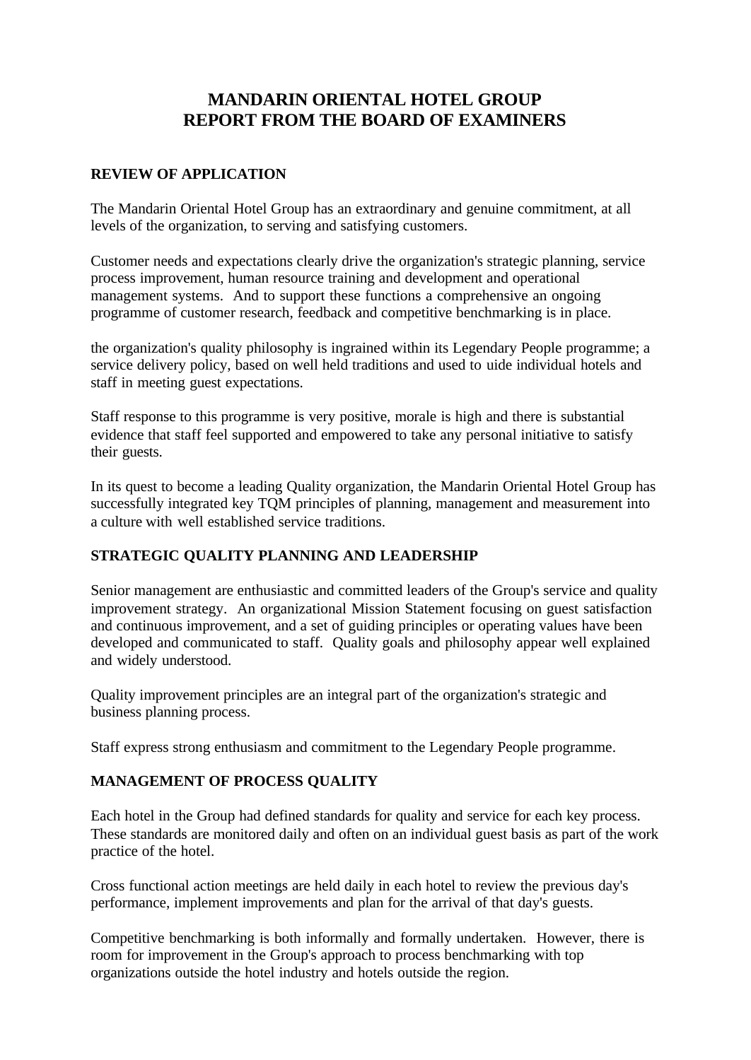# MANDARIN ORIENTAL HOTEL GROUP
# REPORT FROM THE BOARD OF EXAMINERS

## REVIEW OF APPLICATION

The Mandarin Oriental Hotel Group has an extraordinary and genuine commitment, at all levels of the organization, to serving and satisfying customers.

Customer needs and expectations clearly drive the organization's strategic planning, service process improvement, human resource training and development and operational management systems. And to support these functions a comprehensive an ongoing programme of customer research, feedback and competitive benchmarking is in place.

the organization's quality philosophy is ingrained within its Legendary People programme; a service delivery policy, based on well held traditions and used to uide individual hotels and staff in meeting guest expectations.

Staff response to this programme is very positive, morale is high and there is substantial evidence that staff feel supported and empowered to take any personal initiative to satisfy their guests.

In its quest to become a leading Quality organization, the Mandarin Oriental Hotel Group has successfully integrated key TQM principles of planning, management and measurement into a culture with well established service traditions.

## STRATEGIC QUALITY PLANNING AND LEADERSHIP

Senior management are enthusiastic and committed leaders of the Group's service and quality improvement strategy. An organizational Mission Statement focusing on guest satisfaction and continuous improvement, and a set of guiding principles or operating values have been developed and communicated to staff. Quality goals and philosophy appear well explained and widely understood.

Quality improvement principles are an integral part of the organization's strategic and business planning process.

Staff express strong enthusiasm and commitment to the Legendary People programme.

## MANAGEMENT OF PROCESS QUALITY

Each hotel in the Group had defined standards for quality and service for each key process. These standards are monitored daily and often on an individual guest basis as part of the work practice of the hotel.

Cross functional action meetings are held daily in each hotel to review the previous day's performance, implement improvements and plan for the arrival of that day's guests.

Competitive benchmarking is both informally and formally undertaken. However, there is room for improvement in the Group's approach to process benchmarking with top organizations outside the hotel industry and hotels outside the region.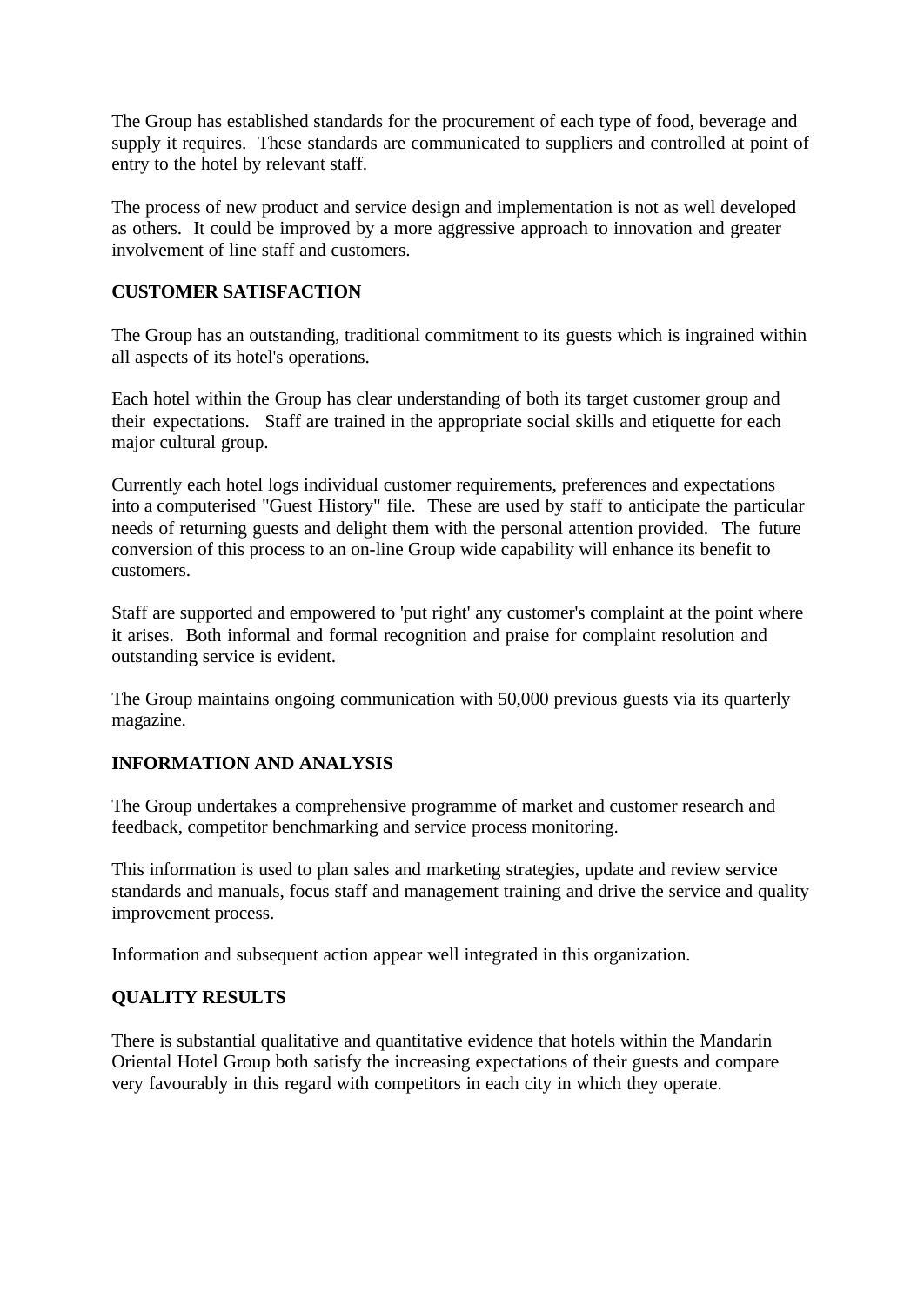The Group has established standards for the procurement of each type of food, beverage and supply it requires. These standards are communicated to suppliers and controlled at point of entry to the hotel by relevant staff.

The process of new product and service design and implementation is not as well developed as others. It could be improved by a more aggressive approach to innovation and greater involvement of line staff and customers.

**CUSTOMER SATISFACTION**

The Group has an outstanding, traditional commitment to its guests which is ingrained within all aspects of its hotel's operations.

Each hotel within the Group has clear understanding of both its target customer group and their expectations. Staff are trained in the appropriate social skills and etiquette for each major cultural group.

Currently each hotel logs individual customer requirements, preferences and expectations into a computerised "Guest History" file. These are used by staff to anticipate the particular needs of returning guests and delight them with the personal attention provided. The future conversion of this process to an on-line Group wide capability will enhance its benefit to customers.

Staff are supported and empowered to 'put right' any customer's complaint at the point where it arises. Both informal and formal recognition and praise for complaint resolution and outstanding service is evident.

The Group maintains ongoing communication with 50,000 previous guests via its quarterly magazine.

**INFORMATION AND ANALYSIS**

The Group undertakes a comprehensive programme of market and customer research and feedback, competitor benchmarking and service process monitoring.

This information is used to plan sales and marketing strategies, update and review service standards and manuals, focus staff and management training and drive the service and quality improvement process.

Information and subsequent action appear well integrated in this organization.

**QUALITY RESULTS**

There is substantial qualitative and quantitative evidence that hotels within the Mandarin Oriental Hotel Group both satisfy the increasing expectations of their guests and compare very favourably in this regard with competitors in each city in which they operate.